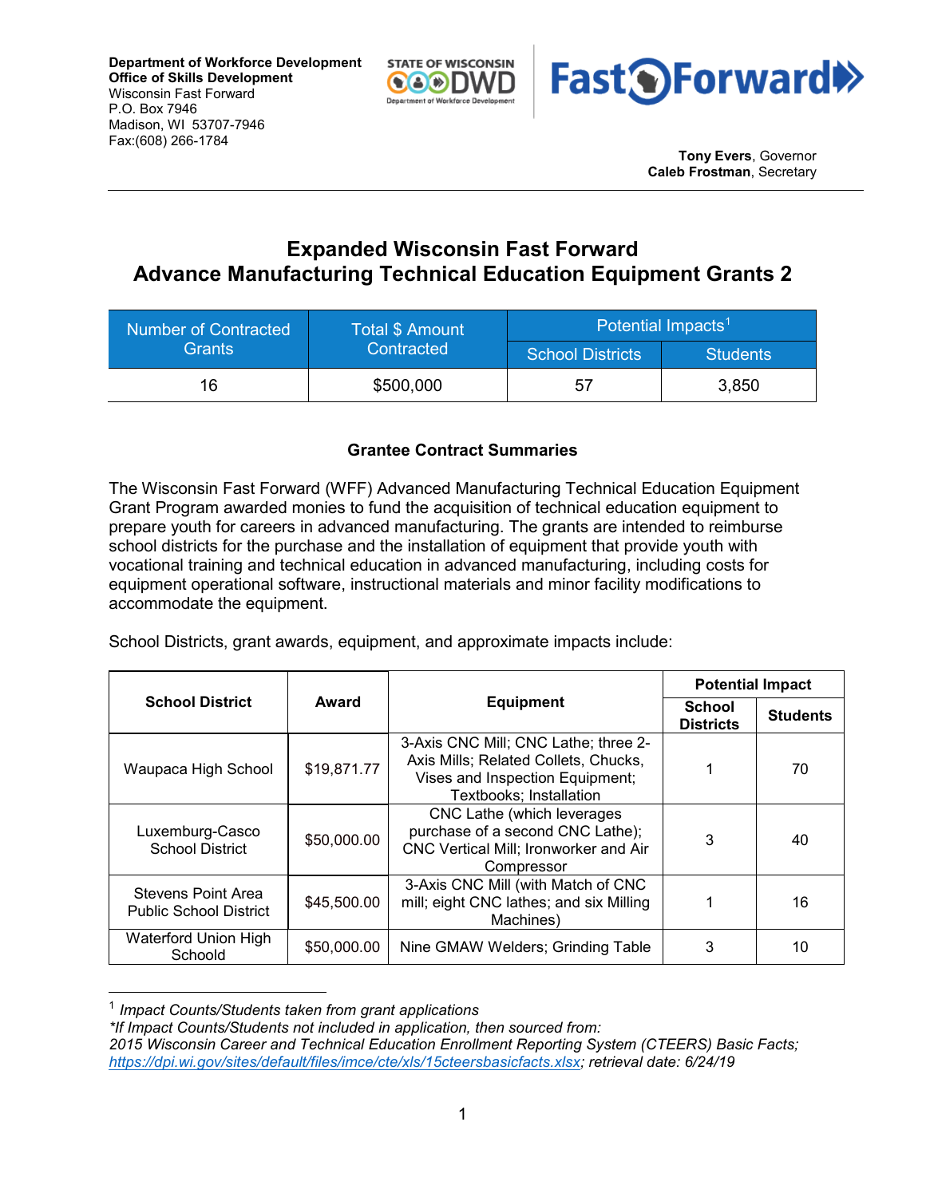**Department of Workforce Development**
**Office of Skills Development**
Wisconsin Fast Forward
P.O. Box 7946
Madison, WI 53707-7946
Fax:(608) 266-1784

**Tony Evers**, Governor
**Caleb Frostman**, Secretary

# Expanded Wisconsin Fast Forward
# Advance Manufacturing Technical Education Equipment Grants 2

| Number of Contracted Grants | Total $ Amount Contracted | Potential Impacts[1] | |
|---|---|---|---|
| | | School Districts | Students |
| 16 | $500,000 | 57 | 3,850 |

### Grantee Contract Summaries

The Wisconsin Fast Forward (WFF) Advanced Manufacturing Technical Education Equipment Grant Program awarded monies to fund the acquisition of technical education equipment to prepare youth for careers in advanced manufacturing. The grants are intended to reimburse school districts for the purchase and the installation of equipment that provide youth with vocational training and technical education in advanced manufacturing, including costs for equipment operational software, instructional materials and minor facility modifications to accommodate the equipment.

School Districts, grant awards, equipment, and approximate impacts include:

| School District | Award | Equipment | Potential Impact | |
|---|---|---|---|---|
| | | | School Districts | Students |
| Waupaca High School | $19,871.77 | 3-Axis CNC Mill; CNC Lathe; three 2-Axis Mills; Related Collets, Chucks, Vises and Inspection Equipment; Textbooks; Installation | 1 | 70 |
| Luxemburg-Casco School District | $50,000.00 | CNC Lathe (which leverages purchase of a second CNC Lathe); CNC Vertical Mill; Ironworker and Air Compressor | 3 | 40 |
| Stevens Point Area Public School District | $45,500.00 | 3-Axis CNC Mill (with Match of CNC mill; eight CNC lathes; and six Milling Machines) | 1 | 16 |
| Waterford Union High Schoold | $50,000.00 | Nine GMAW Welders; Grinding Table | 3 | 10 |

[1] *Impact Counts/Students taken from grant applications*
*\*If Impact Counts/Students not included in application, then sourced from:*
*2015 Wisconsin Career and Technical Education Enrollment Reporting System (CTEERS) Basic Facts; https://dpi.wi.gov/sites/default/files/imce/cte/xls/15cteersbasicfacts.xlsx; retrieval date: 6/24/19*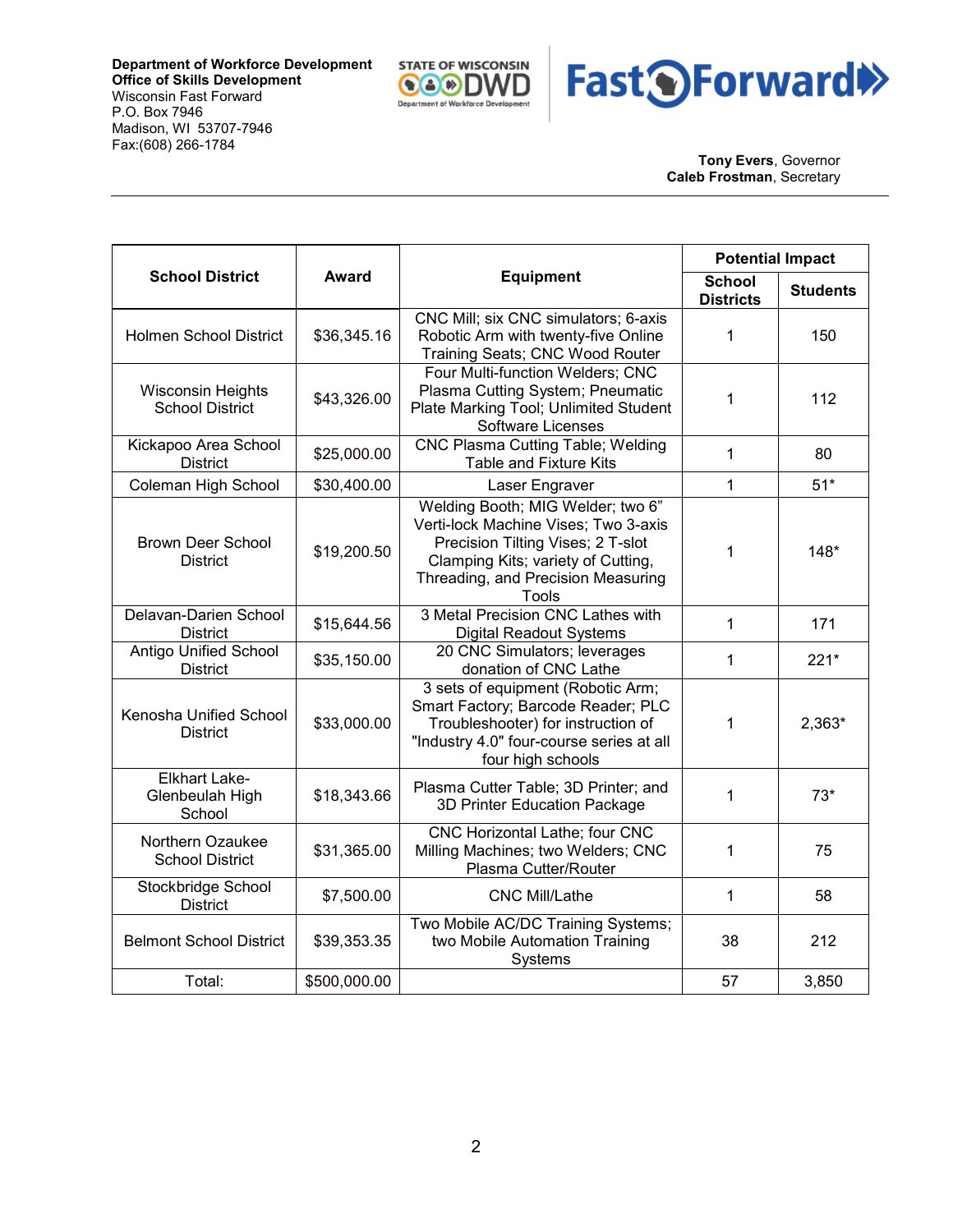Department of Workforce Development
Office of Skills Development
Wisconsin Fast Forward
P.O. Box 7946
Madison, WI 53707-7946
Fax:(608) 266-1784

**Tony Evers**, Governor
**Caleb Frostman**, Secretary

| School District | Award | Equipment | Potential Impact | |
|---|---|---|---|---|
| | | | School Districts | Students |
| Holmen School District | $36,345.16 | CNC Mill; six CNC simulators; 6-axis Robotic Arm with twenty-five Online Training Seats; CNC Wood Router | 1 | 150 |
| Wisconsin Heights School District | $43,326.00 | Four Multi-function Welders; CNC Plasma Cutting System; Pneumatic Plate Marking Tool; Unlimited Student Software Licenses | 1 | 112 |
| Kickapoo Area School District | $25,000.00 | CNC Plasma Cutting Table; Welding Table and Fixture Kits | 1 | 80 |
| Coleman High School | $30,400.00 | Laser Engraver | 1 | 51* |
| Brown Deer School District | $19,200.50 | Welding Booth; MIG Welder; two 6" Verti-lock Machine Vises; Two 3-axis Precision Tilting Vises; 2 T-slot Clamping Kits; variety of Cutting, Threading, and Precision Measuring Tools | 1 | 148* |
| Delavan-Darien School District | $15,644.56 | 3 Metal Precision CNC Lathes with Digital Readout Systems | 1 | 171 |
| Antigo Unified School District | $35,150.00 | 20 CNC Simulators; leverages donation of CNC Lathe | 1 | 221* |
| Kenosha Unified School District | $33,000.00 | 3 sets of equipment (Robotic Arm; Smart Factory; Barcode Reader; PLC Troubleshooter) for instruction of "Industry 4.0" four-course series at all four high schools | 1 | 2,363* |
| Elkhart Lake-Glenbeulah High School | $18,343.66 | Plasma Cutter Table; 3D Printer; and 3D Printer Education Package | 1 | 73* |
| Northern Ozaukee School District | $31,365.00 | CNC Horizontal Lathe; four CNC Milling Machines; two Welders; CNC Plasma Cutter/Router | 1 | 75 |
| Stockbridge School District | $7,500.00 | CNC Mill/Lathe | 1 | 58 |
| Belmont School District | $39,353.35 | Two Mobile AC/DC Training Systems; two Mobile Automation Training Systems | 38 | 212 |
| Total: | $500,000.00 | | 57 | 3,850 |